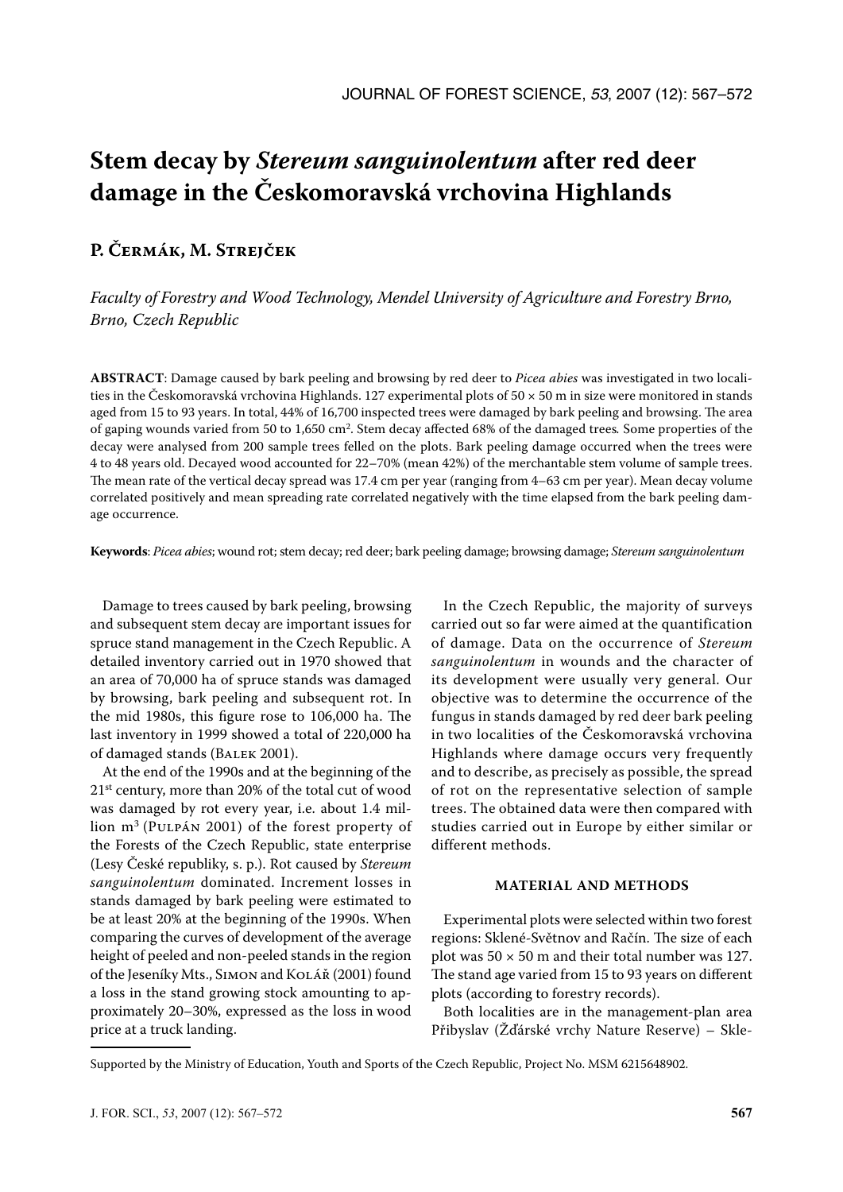# Stem decay by *Stereum sanguinolentum* after red deer damage in the Českomoravská vrchovina Highlands

**P. Čermák, M. Strejček**

*Faculty of Forestry and Wood Technology, Mendel University of Agriculture and Forestry Brno, Brno, Czech Republic*

**ABSTRACT**: Damage caused by bark peeling and browsing by red deer to *Picea abies* was investigated in two localities in the Českomoravská vrchovina Highlands. 127 experimental plots of 50 × 50 m in size were monitored in stands aged from 15 to 93 years. In total, 44% of 16,700 inspected trees were damaged by bark peeling and browsing. The area of gaping wounds varied from 50 to 1,650 cm$^2$. Stem decay affected 68% of the damaged trees. Some properties of the decay were analysed from 200 sample trees felled on the plots. Bark peeling damage occurred when the trees were 4 to 48 years old. Decayed wood accounted for 22–70% (mean 42%) of the merchantable stem volume of sample trees. The mean rate of the vertical decay spread was 17.4 cm per year (ranging from 4–63 cm per year). Mean decay volume correlated positively and mean spreading rate correlated negatively with the time elapsed from the bark peeling damage occurrence.

**Keywords**: *Picea abies*; wound rot; stem decay; red deer; bark peeling damage; browsing damage; *Stereum sanguinolentum*

Damage to trees caused by bark peeling, browsing and subsequent stem decay are important issues for spruce stand management in the Czech Republic. A detailed inventory carried out in 1970 showed that an area of 70,000 ha of spruce stands was damaged by browsing, bark peeling and subsequent rot. In the mid 1980s, this figure rose to 106,000 ha. The last inventory in 1999 showed a total of 220,000 ha of damaged stands (Balek 2001).

At the end of the 1990s and at the beginning of the 21st century, more than 20% of the total cut of wood was damaged by rot every year, i.e. about 1.4 million m$^3$ (Pulpán 2001) of the forest property of the Forests of the Czech Republic, state enterprise (Lesy České republiky, s. p.). Rot caused by *Stereum sanguinolentum* dominated. Increment losses in stands damaged by bark peeling were estimated to be at least 20% at the beginning of the 1990s. When comparing the curves of development of the average height of peeled and non-peeled stands in the region of the Jeseníky Mts., Simon and Kolář (2001) found a loss in the stand growing stock amounting to approximately 20–30%, expressed as the loss in wood price at a truck landing.

In the Czech Republic, the majority of surveys carried out so far were aimed at the quantification of damage. Data on the occurrence of *Stereum sanguinolentum* in wounds and the character of its development were usually very general. Our objective was to determine the occurrence of the fungus in stands damaged by red deer bark peeling in two localities of the Českomoravská vrchovina Highlands where damage occurs very frequently and to describe, as precisely as possible, the spread of rot on the representative selection of sample trees. The obtained data were then compared with studies carried out in Europe by either similar or different methods.

## MATERIAL AND METHODS

Experimental plots were selected within two forest regions: Sklené-Světnov and Račín. The size of each plot was 50 × 50 m and their total number was 127. The stand age varied from 15 to 93 years on different plots (according to forestry records).

Both localities are in the management-plan area Přibyslav (Žďárské vrchy Nature Reserve) – Skle-

Supported by the Ministry of Education, Youth and Sports of the Czech Republic, Project No. MSM 6215648902.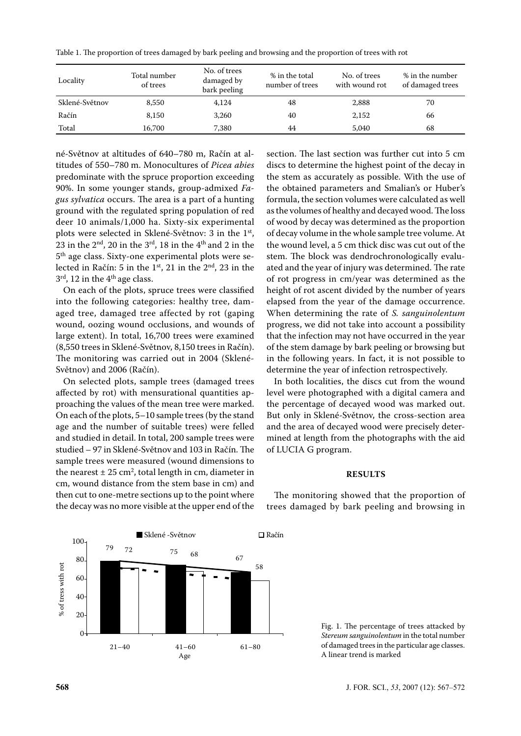Table 1. The proportion of trees damaged by bark peeling and browsing and the proportion of trees with rot

| Locality | Total number of trees | No. of trees damaged by bark peeling | % in the total number of trees | No. of trees with wound rot | % in the number of damaged trees |
|---|---|---|---|---|---|
| Sklené-Světnov | 8,550 | 4,124 | 48 | 2,888 | 70 |
| Račín | 8,150 | 3,260 | 40 | 2,152 | 66 |
| Total | 16,700 | 7,380 | 44 | 5,040 | 68 |

né-Světnov at altitudes of 640–780 m, Račín at altitudes of 550–780 m. Monocultures of *Picea abies* predominate with the spruce proportion exceeding 90%. In some younger stands, group-admixed *Fagus sylvatica* occurs. The area is a part of a hunting ground with the regulated spring population of red deer 10 animals/1,000 ha. Sixty-six experimental plots were selected in Sklené-Světnov: 3 in the 1st, 23 in the 2nd, 20 in the 3rd, 18 in the 4th and 2 in the 5th age class. Sixty-one experimental plots were selected in Račín: 5 in the 1st, 21 in the 2nd, 23 in the 3rd, 12 in the 4th age class.

On each of the plots, spruce trees were classified into the following categories: healthy tree, damaged tree, damaged tree affected by rot (gaping wound, oozing wound occlusions, and wounds of large extent). In total, 16,700 trees were examined (8,550 trees in Sklené-Světnov, 8,150 trees in Račín). The monitoring was carried out in 2004 (Sklené-Světnov) and 2006 (Račín).

On selected plots, sample trees (damaged trees affected by rot) with mensurational quantities approaching the values of the mean tree were marked. On each of the plots, 5–10 sample trees (by the stand age and the number of suitable trees) were felled and studied in detail. In total, 200 sample trees were studied – 97 in Sklené-Světnov and 103 in Račín. The sample trees were measured (wound dimensions to the nearest ± 25 cm$^2$, total length in cm, diameter in cm, wound distance from the stem base in cm) and then cut to one-metre sections up to the point where the decay was no more visible at the upper end of the section. The last section was further cut into 5 cm discs to determine the highest point of the decay in the stem as accurately as possible. With the use of the obtained parameters and Smalian's or Huber's formula, the section volumes were calculated as well as the volumes of healthy and decayed wood. The loss of wood by decay was determined as the proportion of decay volume in the whole sample tree volume. At the wound level, a 5 cm thick disc was cut out of the stem. The block was dendrochronologically evaluated and the year of injury was determined. The rate of rot progress in cm/year was determined as the height of rot ascent divided by the number of years elapsed from the year of the damage occurrence. When determining the rate of *S. sanguinolentum* progress, we did not take into account a possibility that the infection may not have occurred in the year of the stem damage by bark peeling or browsing but in the following years. In fact, it is not possible to determine the year of infection retrospectively.

In both localities, the discs cut from the wound level were photographed with a digital camera and the percentage of decayed wood was marked out. But only in Sklené-Světnov, the cross-section area and the area of decayed wood were precisely determined at length from the photographs with the aid of LUCIA G program.

## RESULTS

The monitoring showed that the proportion of trees damaged by bark peeling and browsing in

| Age | Sklené-Světnov (% of trees with rot) | Račín (% of trees with rot) |
|---|---|---|
| 21–40 | 79 | 72 |
| 41–60 | 75 | 68 |
| 61–80 | 67 | 58 |

Fig. 1. The percentage of trees attacked by *Stereum sanguinolentum* in the total number of damaged trees in the particular age classes. A linear trend is marked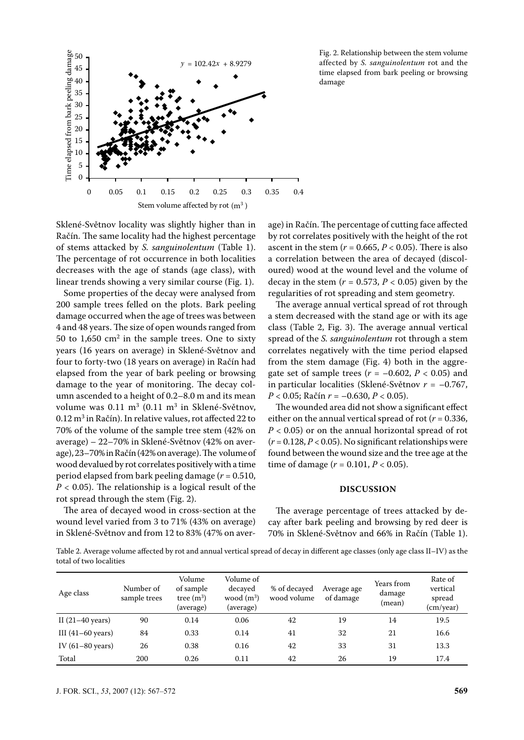Fig. 2. Relationship between the stem volume affected by *S. sanguinolentum* rot and the time elapsed from bark peeling or browsing damage

Sklené-Světnov locality was slightly higher than in Račín. The same locality had the highest percentage of stems attacked by *S. sanguinolentum* (Table 1). The percentage of rot occurrence in both localities decreases with the age of stands (age class), with linear trends showing a very similar course (Fig. 1).

Some properties of the decay were analysed from 200 sample trees felled on the plots. Bark peeling damage occurred when the age of trees was between 4 and 48 years. The size of open wounds ranged from 50 to 1,650 $cm^2$ in the sample trees. One to sixty years (16 years on average) in Sklené-Světnov and four to forty-two (18 years on average) in Račín had elapsed from the year of bark peeling or browsing damage to the year of monitoring. The decay column ascended to a height of 0.2–8.0 m and its mean volume was 0.11 $m^3$ (0.11 $m^3$ in Sklené-Světnov, 0.12 $m^3$ in Račín). In relative values, rot affected 22 to 70% of the volume of the sample tree stem (42% on average) – 22–70% in Sklené-Světnov (42% on average), 23–70% in Račín (42% on average). The volume of wood devalued by rot correlates positively with a time period elapsed from bark peeling damage ($r = 0.510$, $P < 0.05$). The relationship is a logical result of the rot spread through the stem (Fig. 2).

The area of decayed wood in cross-section at the wound level varied from 3 to 71% (43% on average) in Sklené-Světnov and from 12 to 83% (47% on average) in Račín. The percentage of cutting face affected by rot correlates positively with the height of the rot ascent in the stem ($r = 0.665$, $P < 0.05$). There is also a correlation between the area of decayed (discoloured) wood at the wound level and the volume of decay in the stem ($r = 0.573$, $P < 0.05$) given by the regularities of rot spreading and stem geometry.

The average annual vertical spread of rot through a stem decreased with the stand age or with its age class (Table 2, Fig. 3). The average annual vertical spread of the *S. sanguinolentum* rot through a stem correlates negatively with the time period elapsed from the stem damage (Fig. 4) both in the aggregate set of sample trees ($r = -0.602$, $P < 0.05$) and in particular localities (Sklené-Světnov $r = -0.767$, $P < 0.05$; Račín $r = -0.630$, $P < 0.05$).

The wounded area did not show a significant effect either on the annual vertical spread of rot ($r = 0.336$, $P < 0.05$) or on the annual horizontal spread of rot ($r = 0.128$, $P < 0.05$). No significant relationships were found between the wound size and the tree age at the time of damage ($r = 0.101$, $P < 0.05$).

## DISCUSSION

The average percentage of trees attacked by decay after bark peeling and browsing by red deer is 70% in Sklené-Světnov and 66% in Račín (Table 1).

Table 2. Average volume affected by rot and annual vertical spread of decay in different age classes (only age class II–IV) as the total of two localities

| Age class | Number of sample trees | Volume of sample tree ($m^3$) (average) | Volume of decayed wood ($m^3$) (average) | % of decayed wood volume | Average age of damage | Years from damage (mean) | Rate of vertical spread (cm/year) |
|---|---|---|---|---|---|---|---|
| II (21–40 years) | 90 | 0.14 | 0.06 | 42 | 19 | 14 | 19.5 |
| III (41–60 years) | 84 | 0.33 | 0.14 | 41 | 32 | 21 | 16.6 |
| IV (61–80 years) | 26 | 0.38 | 0.16 | 42 | 33 | 31 | 13.3 |
| Total | 200 | 0.26 | 0.11 | 42 | 26 | 19 | 17.4 |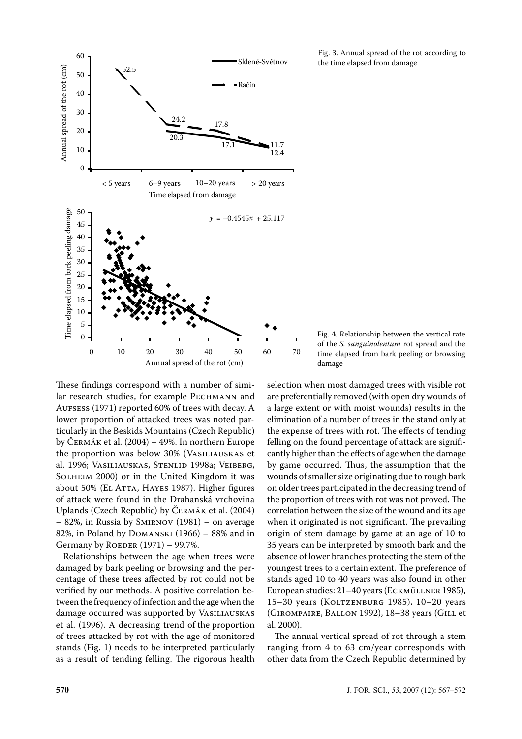Fig. 3. Annual spread of the rot according to the time elapsed from damage

Fig. 4. Relationship between the vertical rate of the *S. sanguinolentum* rot spread and the time elapsed from bark peeling or browsing damage

These findings correspond with a number of similar research studies, for example Pechmann and Aufsess (1971) reported 60% of trees with decay. A lower proportion of attacked trees was noted particularly in the Beskids Mountains (Czech Republic) by Čermák et al. (2004) – 49%. In northern Europe the proportion was below 30% (Vasiliauskas et al. 1996; Vasiliauskas, Stenlid 1998a; Veiberg, Solheim 2000) or in the United Kingdom it was about 50% (El Atta, Hayes 1987). Higher figures of attack were found in the Drahanská vrchovina Uplands (Czech Republic) by Čermák et al. (2004) – 82%, in Russia by Smirnov (1981) – on average 82%, in Poland by Domanski (1966) – 88% and in Germany by Roeder (1971) – 99.7%.

Relationships between the age when trees were damaged by bark peeling or browsing and the percentage of these trees affected by rot could not be verified by our methods. A positive correlation between the frequency of infection and the age when the damage occurred was supported by Vasiliauskas et al. (1996). A decreasing trend of the proportion of trees attacked by rot with the age of monitored stands (Fig. 1) needs to be interpreted particularly as a result of tending felling. The rigorous health selection when most damaged trees with visible rot are preferentially removed (with open dry wounds of a large extent or with moist wounds) results in the elimination of a number of trees in the stand only at the expense of trees with rot. The effects of tending felling on the found percentage of attack are significantly higher than the effects of age when the damage by game occurred. Thus, the assumption that the wounds of smaller size originating due to rough bark on older trees participated in the decreasing trend of the proportion of trees with rot was not proved. The correlation between the size of the wound and its age when it originated is not significant. The prevailing origin of stem damage by game at an age of 10 to 35 years can be interpreted by smooth bark and the absence of lower branches protecting the stem of the youngest trees to a certain extent. The preference of stands aged 10 to 40 years was also found in other European studies: 21–40 years (Eckmüllner 1985), 15–30 years (Koltzenburg 1985), 10–20 years (Girompaire, Ballon 1992), 18–38 years (Gill et al. 2000).

The annual vertical spread of rot through a stem ranging from 4 to 63 cm/year corresponds with other data from the Czech Republic determined by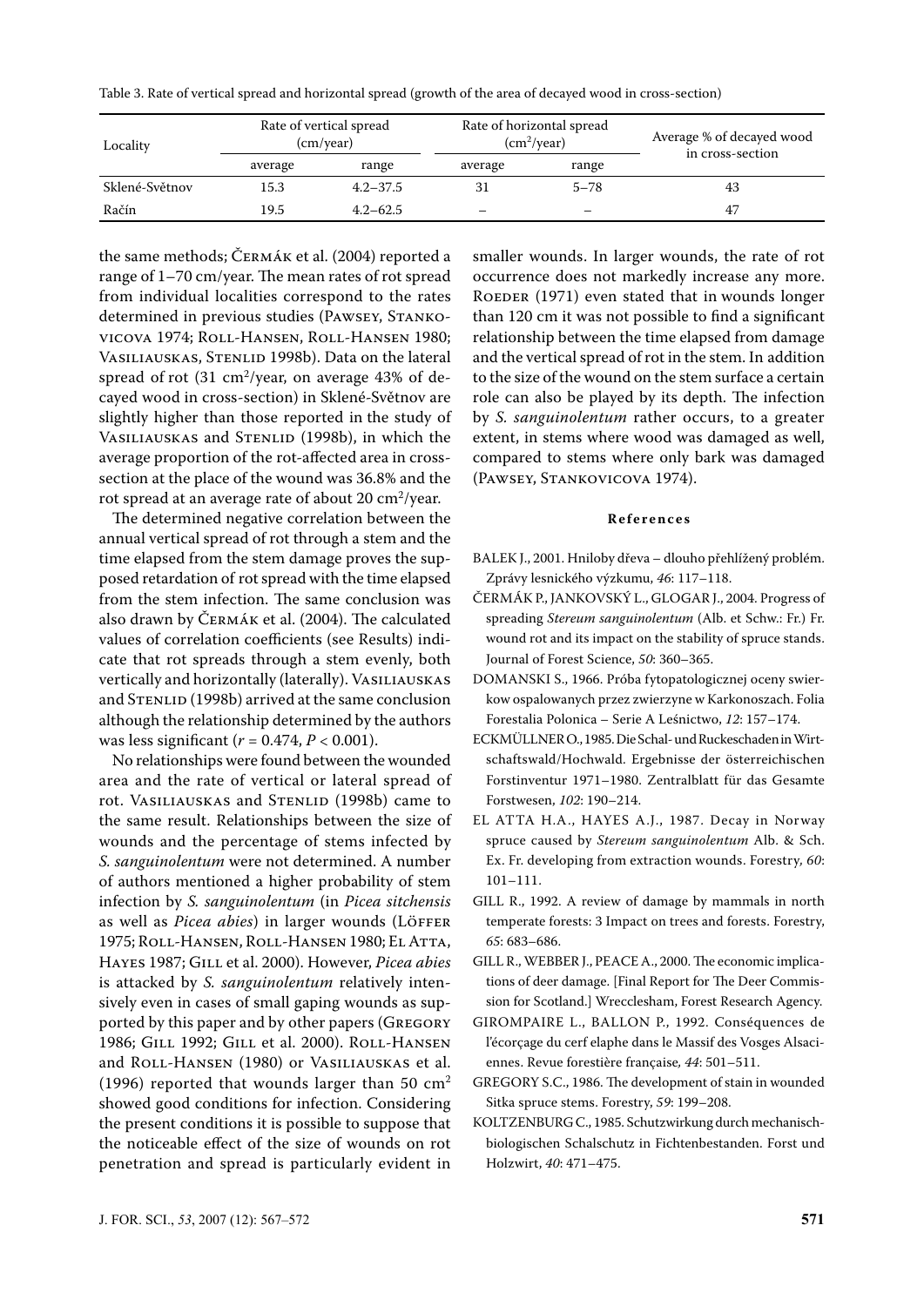Table 3. Rate of vertical spread and horizontal spread (growth of the area of decayed wood in cross-section)

| Locality | Rate of vertical spread (cm/year) | | Rate of horizontal spread ($cm^2$/year) | | Average % of decayed wood in cross-section |
|---|---|---|---|---|---|
| | average | range | average | range | |
| Sklené-Světnov | 15.3 | 4.2–37.5 | 31 | 5–78 | 43 |
| Račín | 19.5 | 4.2–62.5 | – | – | 47 |

the same methods; Čermák et al. (2004) reported a range of 1–70 cm/year. The mean rates of rot spread from individual localities correspond to the rates determined in previous studies (Pawsey, Stankovicova 1974; Roll-Hansen, Roll-Hansen 1980; Vasiliauskas, Stenlid 1998b). Data on the lateral spread of rot (31 $cm^2$/year, on average 43% of decayed wood in cross-section) in Sklené-Světnov are slightly higher than those reported in the study of Vasiliauskas and Stenlid (1998b), in which the average proportion of the rot-affected area in cross-section at the place of the wound was 36.8% and the rot spread at an average rate of about 20 $cm^2$/year.

The determined negative correlation between the annual vertical spread of rot through a stem and the time elapsed from the stem damage proves the supposed retardation of rot spread with the time elapsed from the stem infection. The same conclusion was also drawn by Čermák et al. (2004). The calculated values of correlation coefficients (see Results) indicate that rot spreads through a stem evenly, both vertically and horizontally (laterally). Vasiliauskas and Stenlid (1998b) arrived at the same conclusion although the relationship determined by the authors was less significant ($r = 0.474$, $P < 0.001$).

No relationships were found between the wounded area and the rate of vertical or lateral spread of rot. Vasiliauskas and Stenlid (1998b) came to the same result. Relationships between the size of wounds and the percentage of stems infected by *S. sanguinolentum* were not determined. A number of authors mentioned a higher probability of stem infection by *S. sanguinolentum* (in *Picea sitchensis* as well as *Picea abies*) in larger wounds (Löffer 1975; Roll-Hansen, Roll-Hansen 1980; El Atta, Hayes 1987; Gill et al. 2000). However, *Picea abies* is attacked by *S. sanguinolentum* relatively intensively even in cases of small gaping wounds as supported by this paper and by other papers (Gregory 1986; Gill 1992; Gill et al. 2000). Roll-Hansen and Roll-Hansen (1980) or Vasiliauskas et al. (1996) reported that wounds larger than 50 $cm^2$ showed good conditions for infection. Considering the present conditions it is possible to suppose that the noticeable effect of the size of wounds on rot penetration and spread is particularly evident in smaller wounds. In larger wounds, the rate of rot occurrence does not markedly increase any more. Roeder (1971) even stated that in wounds longer than 120 cm it was not possible to find a significant relationship between the time elapsed from damage and the vertical spread of rot in the stem. In addition to the size of the wound on the stem surface a certain role can also be played by its depth. The infection by *S. sanguinolentum* rather occurs, to a greater extent, in stems where wood was damaged as well, compared to stems where only bark was damaged (Pawsey, Stankovicova 1974).

## References

BALEK J., 2001. Hniloby dřeva – dlouho přehlížený problém. Zprávy lesnického výzkumu, *46*: 117–118.

ČERMÁK P., JANKOVSKÝ L., GLOGAR J., 2004. Progress of spreading *Stereum sanguinolentum* (Alb. et Schw.: Fr.) Fr. wound rot and its impact on the stability of spruce stands. Journal of Forest Science, *50*: 360–365.

DOMANSKI S., 1966. Próba fytopatologicznej oceny swierkow ospalowanych przez zwierzyne w Karkonoszach. Folia Forestalia Polonica – Serie A Leśnictwo, *12*: 157–174.

ECKMÜLLNER O., 1985. Die Schal- und Ruckeschaden in Wirtschaftswald/Hochwald. Ergebnisse der österreichischen Forstinventur 1971–1980. Zentralblatt für das Gesamte Forstwesen, *102*: 190–214.

EL ATTA H.A., HAYES A.J., 1987. Decay in Norway spruce caused by *Stereum sanguinolentum* Alb. & Sch. Ex. Fr. developing from extraction wounds. Forestry, *60*: 101–111.

GILL R., 1992. A review of damage by mammals in north temperate forests: 3 Impact on trees and forests. Forestry, *65*: 683–686.

GILL R., WEBBER J., PEACE A., 2000. The economic implications of deer damage. [Final Report for The Deer Commission for Scotland.] Wrecclesham, Forest Research Agency.

GIROMPAIRE L., BALLON P., 1992. Conséquences de l'écorçage du cerf elaphe dans le Massif des Vosges Alsaciennes. Revue forestière française, *44*: 501–511.

GREGORY S.C., 1986. The development of stain in wounded Sitka spruce stems. Forestry, *59*: 199–208.

KOLTZENBURG C., 1985. Schutzwirkung durch mechanisch-biologischen Schalschutz in Fichtenbestanden. Forst und Holzwirt, *40*: 471–475.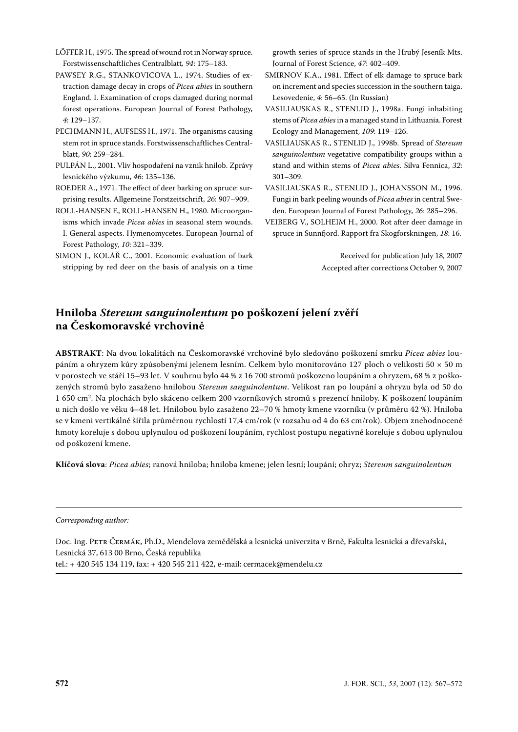LÖFFER H., 1975. The spread of wound rot in Norway spruce. Forstwissenschaftliches Centralblatt, *94*: 175–183.

PAWSEY R.G., STANKOVICOVA L., 1974. Studies of extraction damage decay in crops of *Picea abies* in southern England. I. Examination of crops damaged during normal forest operations. European Journal of Forest Pathology, *4*: 129–137.

PECHMANN H., AUFSESS H., 1971. The organisms causing stem rot in spruce stands. Forstwissenschaftliches Centralblatt, *90*: 259–284.

PULPÁN L., 2001. Vliv hospodaření na vznik hnilob. Zprávy lesnického výzkumu, *46*: 135–136.

ROEDER A., 1971. The effect of deer barking on spruce: surprising results. Allgemeine Forstzeitschrift, *26*: 907–909.

ROLL-HANSEN F., ROLL-HANSEN H., 1980. Microorganisms which invade *Picea abies* in seasonal stem wounds. I. General aspects. Hymenomycetes. European Journal of Forest Pathology, *10*: 321–339.

SIMON J., KOLÁŘ C., 2001. Economic evaluation of bark stripping by red deer on the basis of analysis on a time growth series of spruce stands in the Hrubý Jeseník Mts. Journal of Forest Science, *47*: 402–409.

SMIRNOV K.A., 1981. Effect of elk damage to spruce bark on increment and species succession in the southern taiga. Lesovedenie, *4*: 56–65. (In Russian)

VASILIAUSKAS R., STENLID J., 1998a. Fungi inhabiting stems of *Picea abies* in a managed stand in Lithuania. Forest Ecology and Management, *109*: 119–126.

VASILIAUSKAS R., STENLID J., 1998b. Spread of *Stereum sanguinolentum* vegetative compatibility groups within a stand and within stems of *Picea abies*. Silva Fennica, *32*: 301–309.

VASILIAUSKAS R., STENLID J., JOHANSSON M., 1996. Fungi in bark peeling wounds of *Picea abies* in central Sweden. European Journal of Forest Pathology, *26*: 285–296.

VEIBERG V., SOLHEIM H., 2000. Rot after deer damage in spruce in Sunnfjord. Rapport fra Skogforskningen, *18*: 16.

Received for publication July 18, 2007
Accepted after corrections October 9, 2007

## Hniloba *Stereum sanguinolentum* po poškození jelení zvěří na Českomoravské vrchovině

**ABSTRAKT**: Na dvou lokalitách na Českomoravské vrchovině bylo sledováno poškození smrku *Picea abies* loupáním a ohryzem kůry způsobenými jelenem lesním. Celkem bylo monitorováno 127 ploch o velikosti 50 × 50 m v porostech ve stáří 15–93 let. V souhrnu bylo 44 % z 16 700 stromů poškozeno loupáním a ohryzem, 68 % z poškozených stromů bylo zasaženo hnilobou *Stereum sanguinolentum*. Velikost ran po loupání a ohryzu byla od 50 do 1 650 cm$^2$. Na plochách bylo skáceno celkem 200 vzorníkových stromů s prezencí hniloby. K poškození loupáním u nich došlo ve věku 4–48 let. Hnilobou bylo zasaženo 22–70 % hmoty kmene vzorníku (v průměru 42 %). Hniloba se v kmeni vertikálně šířila průměrnou rychlostí 17,4 cm/rok (v rozsahu od 4 do 63 cm/rok). Objem znehodnocené hmoty koreluje s dobou uplynulou od poškození loupáním, rychlost postupu negativně koreluje s dobou uplynulou od poškození kmene.

**Klíčová slova**: *Picea abies*; ranová hniloba; hniloba kmene; jelen lesní; loupání; ohryz; *Stereum sanguinolentum*

---

*Corresponding author:*

Doc. Ing. Petr Čermák, Ph.D., Mendelova zemědělská a lesnická univerzita v Brně, Fakulta lesnická a dřevařská, Lesnická 37, 613 00 Brno, Česká republika
tel.: + 420 545 134 119, fax: + 420 545 211 422, e-mail: cermacek@mendelu.cz